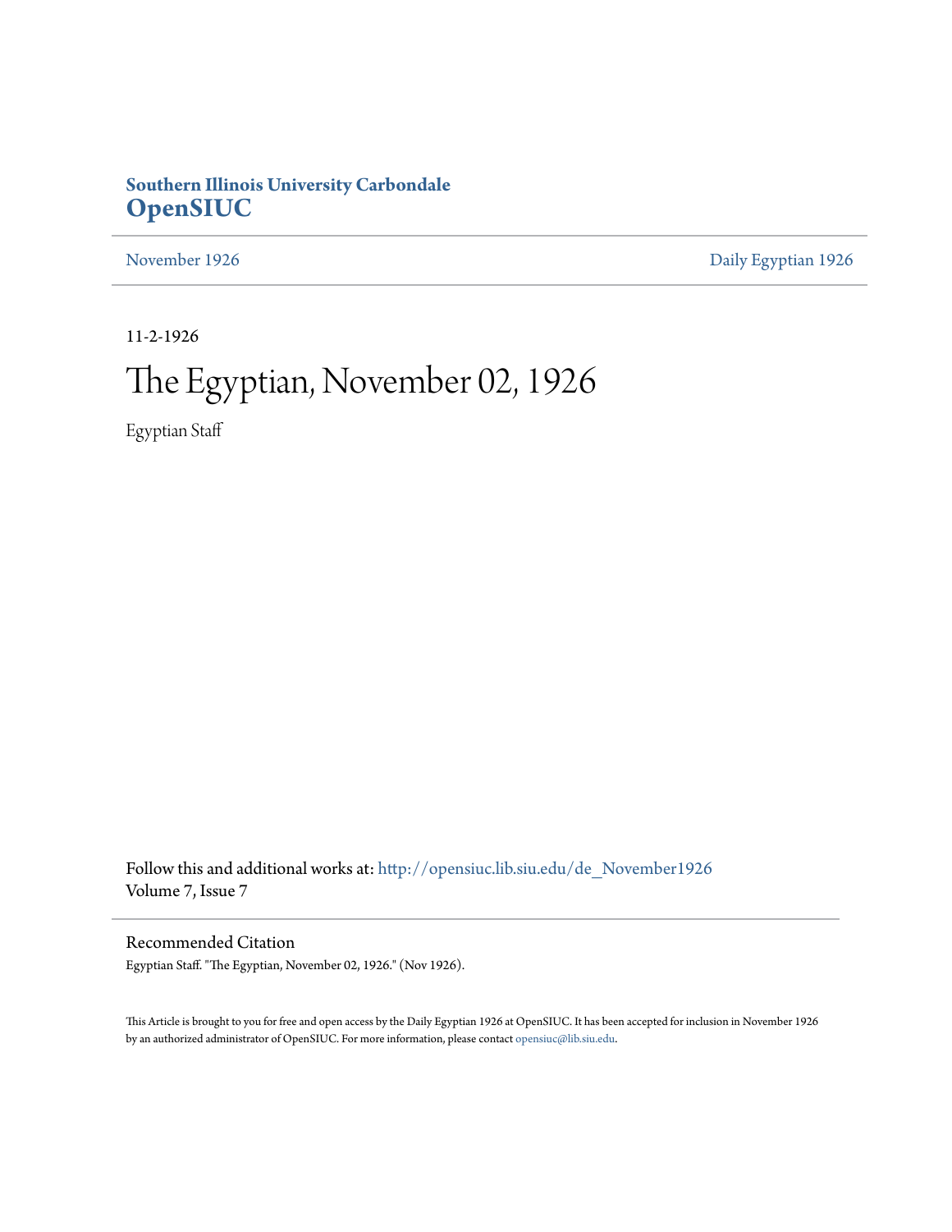**Southern Illinois University Carbondale**
**OpenSIUC**

November 1926 | Daily Egyptian 1926

11-2-1926

# The Egyptian, November 02, 1926

Egyptian Staff

Follow this and additional works at: http://opensiuc.lib.siu.edu/de_November1926
Volume 7, Issue 7

## Recommended Citation

Egyptian Staff. "The Egyptian, November 02, 1926." (Nov 1926).

This Article is brought to you for free and open access by the Daily Egyptian 1926 at OpenSIUC. It has been accepted for inclusion in November 1926 by an authorized administrator of OpenSIUC. For more information, please contact opensiuc@lib.siu.edu.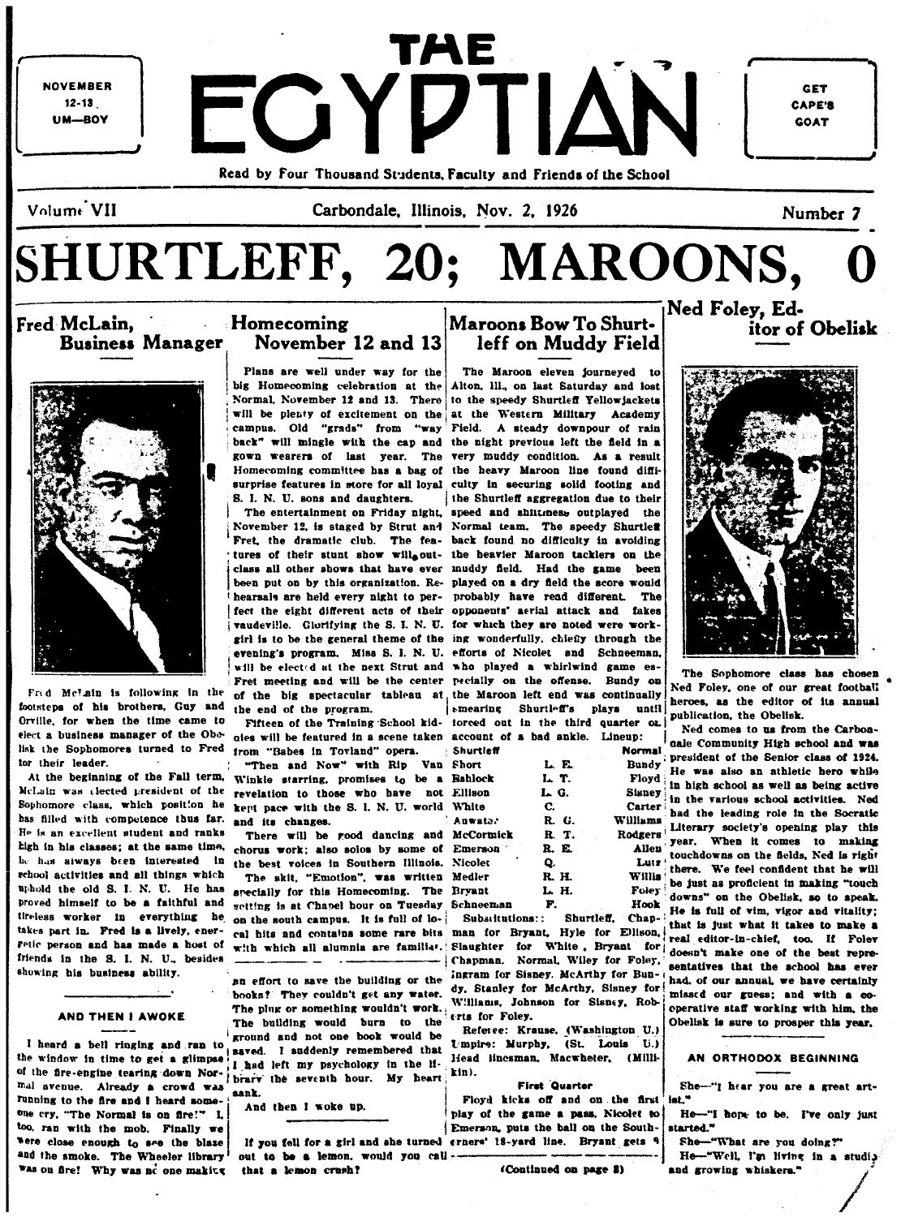NOVEMBER 12-13. UM—BOY

# THE EGYPTIAN

GET CAPE'S GOAT

Read by Four Thousand Students, Faculty and Friends of the School

Volume VII — Carbondale, Illinois, Nov. 2, 1926 — Number 7

# SHURTLEFF, 20; MAROONS, 0

## Fred McLain, Business Manager

Fred McLain is following in the footsteps of his brothers, Guy and Orville, for when the time came to elect a business manager of the Obelisk the Sophomores turned to Fred for their leader.

At the beginning of the Fall term, McLain was elected president of the Sophomore class, which position he has filled with competence thus far. He is an excellent student and ranks high in his classes; at the same time, he has always been interested in school activities and all things which uphold the old S. I. N. U. He has proved himself to be a faithful and tireless worker in everything he takes part in. Fred is a lively, energetic person and has made a host of friends in the S. I. N. U., besides showing his business ability.

### AND THEN I AWOKE

I heard a bell ringing and ran to the window in time to get a glimpse of the fire-engine tearing down Normal avenue. Already a crowd was running to the fire and I heard some-one cry, "The Normal is on fire!" I, too, ran with the mob. Finally we were close enough to see the blaze and the smoke. The Wheeler library was on fire! Why was no one making an effort to save the building or the books? They couldn't get any water. The plug or something wouldn't work. The building would burn to the ground and not one book would be saved. I suddenly remembered that I had left my psychology in the library the seventh hour. My heart sank.

And then I woke up.

## Homecoming November 12 and 13

Plans are well under way for the big Homecoming celebration at the Normal, November 12 and 13. There will be plenty of excitement on the campus. Old "grads" from "way back" will mingle with the cap and gown wearers of last year. The Homecoming committee has a bag of surprise features in store for all loyal S. I. N. U. sons and daughters.

The entertainment on Friday night, November 12, is staged by Strut and Fret, the dramatic club. The features of their stunt show will outclass all other shows that have ever been put on by this organization. Rehearsals are held every night to perfect the eight different acts of their vaudeville. Glorifying the S. I. N. U. girl is to be the general theme of the evening's program. Miss S. I. N. U. will be elected at the next Strut and Fret meeting and will be the center of the big spectacular tableau at the end of the program.

Fifteen of the Training School kiddies will be featured in a scene taken from "Babes in Toyland" opera.

"Then and Now" with Rip Van Winkle starring, promises to be a revelation to those who have not kept pace with the S. I. N. U. world and its changes.

There will be good dancing and chorus work; also solos by some of the best voices in Southern Illinois.

The skit, "Emotion", was written specially for this Homecoming. The setting is at Chapel hour on Tuesday on the south campus. It is full of local hits and contains some rare bits with which all alumnia are familiar.

If you fell for a girl and she turned out to be a lemon, would you call that a lemon crush?

## Maroons Bow To Shurtleff on Muddy Field

The Maroon eleven journeyed to Alton, Ill., on last Saturday and lost to the speedy Shurtleff Yellowjackets at the Western Military Academy Field. A steady downpour of rain the night previous left the field in a very muddy condition. As a result the heavy Maroon line found difficulty in securing solid footing and the Shurtleff aggregation due to their speed and shiftiness outplayed the Normal team. The speedy Shurtleff back found no difficulty in avoiding the heavier Maroon tacklers on the muddy field. Had the game been played on a dry field the score would probably have read different. The opponents' aerial attack and fakes for which they are noted were working wonderfully, chiefly through the efforts of Nicolet and Schneeman, who played a whirlwind game especially on the offense. Bundy on the Maroon left end was continually smearing Shurtleff's plays until forced out in the third quarter on account of a bad ankle. Lineup:

| Shurtleff | | Normal |
|---|---|---|
| Short | L. E. | Bundy |
| Bshlock | L. T. | Floyd |
| Ellison | L. G. | Sisney |
| White | C. | Carter |
| Auwater | R. G. | Williams |
| McCormick | R. T. | Rodgers |
| Emerson | R. E. | Allen |
| Nicolet | Q. | Lutz |
| Medler | R. H. | Willis |
| Bryant | L. H. | Foley |
| Schneeman | F. | Hook |

Substitutions: Shurtleff, Chapman for Bryant, Hyle for Ellison, Slaughter for White, Bryant for Chapman. Normal, Wiley for Foley, Ingram for Sisney, McArthy for Bundy, Stanley for McArthy, Sisney for Williams, Johnson for Sisney, Roberts for Foley.

Referee: Krause, (Washington U.) Umpire: Murphy, (St. Louis U.) Head linesman, Macwheter, (Millikin).

**First Quarter**

Floyd kicks off and on the first play of the game a pass, Nicolet to Emerson, puts the ball on the Southerners' 18-yard line. Bryant gets 9

(Continued on page 8)

## Ned Foley, Editor of Obelisk

The Sophomore class has chosen Ned Foley, one of our great football heroes, as the editor of its annual publication, the Obelisk.

Ned comes to us from the Carbondale Community High school and was president of the Senior class of 1924. He was also an athletic hero while in high school as well as being active in the various school activities. Ned had the leading role in the Socratic Literary society's opening play this year. When it comes to making touchdowns on the fields, Ned is right there. We feel confident that he will be just as proficient in making "touch downs" on the Obelisk, so to speak. He is full of vim, vigor and vitality; that is just what it takes to make a real editor-in-chief, too. If Foley doesn't make one of the best representatives that the school has ever had, of our annual, we have certainly missed our guess; and with a cooperative staff working with him, the Obelisk is sure to prosper this year.

### AN ORTHODOX BEGINNING

She—"I hear you are a great artist."

He—"I hope to be. I've only just started."

She—"What are you doing?"

He—"Well, I'm living in a studio and growing whiskers."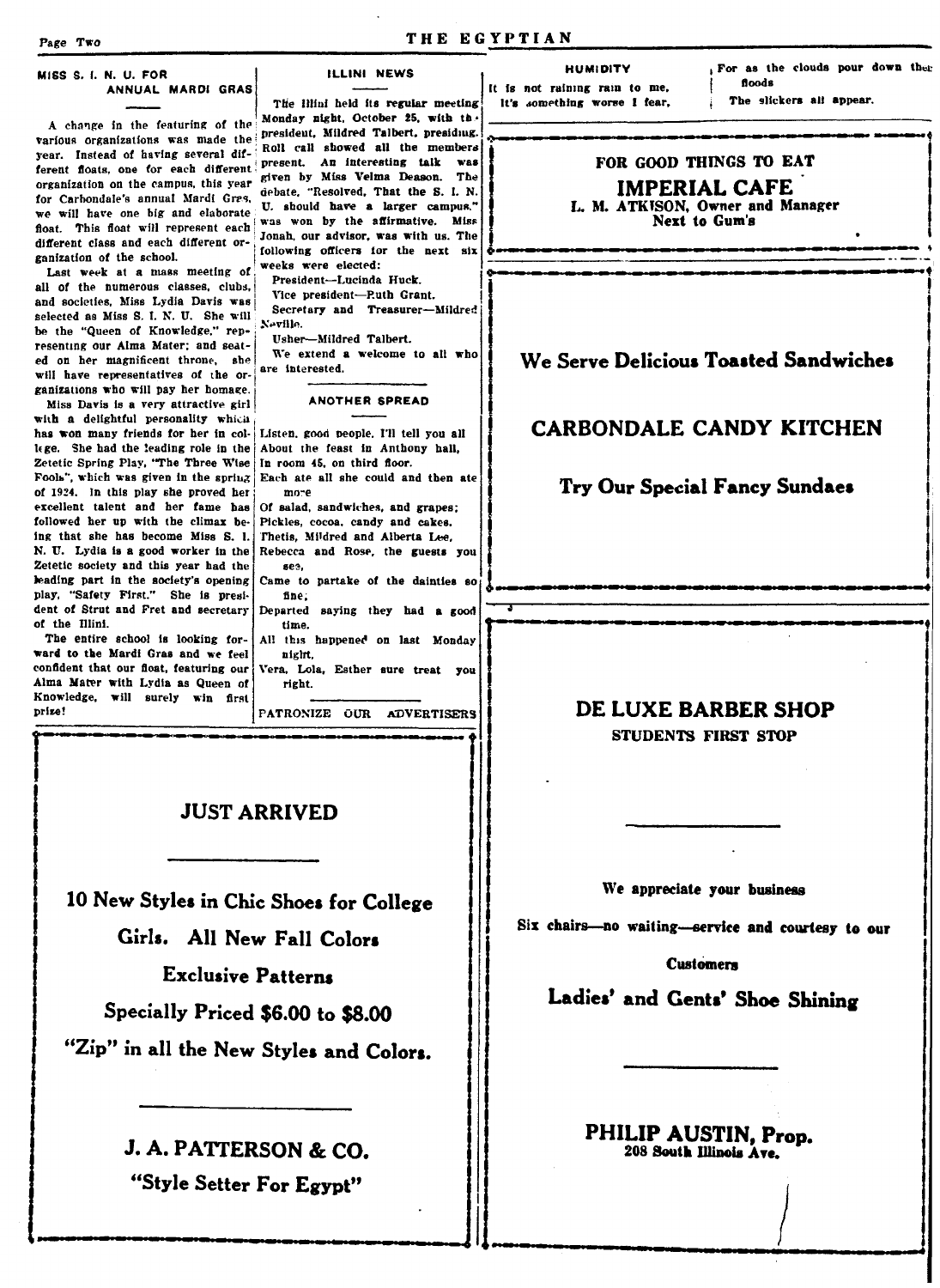## MISS S. I. N. U. FOR ANNUAL MARDI GRAS

A change in the featuring of the various organizations was made the year. Instead of having several different floats, one for each different organization on the campus, this year for Carbondale's annual Mardi Gras, we will have one big and elaborate float. This float will represent each different class and each different organization of the school.

Last week at a mass meeting of all of the numerous classes, clubs, and societies, Miss Lydia Davis was selected as Miss S. I. N. U. She will be the "Queen of Knowledge," representing our Alma Mater; and seated on her magnificent throne, she will have representatives of the organizations who will pay her homage.

Miss Davis is a very attractive girl with a delightful personality which has won many friends for her in college. She had the leading role in the Zetetic Spring Play, "The Three Wise Fools", which was given in the spring of 1924. In this play she proved her excellent talent and her fame has followed her up with the climax being that she has become Miss S. I. N. U. Lydia is a good worker in the Zetetic society and this year had the leading part in the society's opening play, "Safety First." She is president of Strut and Fret and secretary of the Illini.

The entire school is looking forward to the Mardi Gras and we feel confident that our float, featuring our Alma Mater with Lydia as Queen of Knowledge, will surely win first prize!

## ILLINI NEWS

The Illini held its regular meeting Monday night, October 25, with the president, Mildred Talbert, presiding. Roll call showed all the members present. An interesting talk was given by Miss Velma Deason. The debate, "Resolved, That the S. I. N. U. should have a larger campus," was won by the affirmative. Miss Jonah, our advisor, was with us. The following officers for the next six weeks were elected:

President—Lucinda Huck.
Vice president—Ruth Grant.
Secretary and Treasurer—Mildred Neville.
Usher—Mildred Talbert.

We extend a welcome to all who are interested.

## ANOTHER SPREAD

Listen, good people, I'll tell you all
About the feast in Anthony hall,
In room 45, on third floor.
Each ate all she could and then ate more
Of salad, sandwiches, and grapes;
Pickles, cocoa, candy and cakes.
Thetis, Mildred and Alberta Lee,
Rebecca and Rose, the guests you see,
Came to partake of the dainties so fine;
Departed saying they had a good time.
All this happened on last Monday night,
Vera, Lola, Esther sure treat you right.

PATRONIZE OUR ADVERTISERS

## HUMIDITY

It is not raining rain to me,
It's something worse I fear,
For as the clouds pour down their floods
The slickers all appear.

---

FOR GOOD THINGS TO EAT

**IMPERIAL CAFE**

**L. M. ATKISON, Owner and Manager**
**Next to Gum's**

---

**We Serve Delicious Toasted Sandwiches**

**CARBONDALE CANDY KITCHEN**

**Try Our Special Fancy Sundaes**

---

**JUST ARRIVED**

**10 New Styles in Chic Shoes for College Girls. All New Fall Colors**

**Exclusive Patterns**

**Specially Priced $6.00 to $8.00**

**"Zip" in all the New Styles and Colors.**

**J. A. PATTERSON & CO.**
**"Style Setter For Egypt"**

---

**DE LUXE BARBER SHOP**
**STUDENTS FIRST STOP**

We appreciate your business

Six chairs—no waiting—service and courtesy to our Customers

**Ladies' and Gents' Shoe Shining**

**PHILIP AUSTIN, Prop.**
**208 South Illinois Ave.**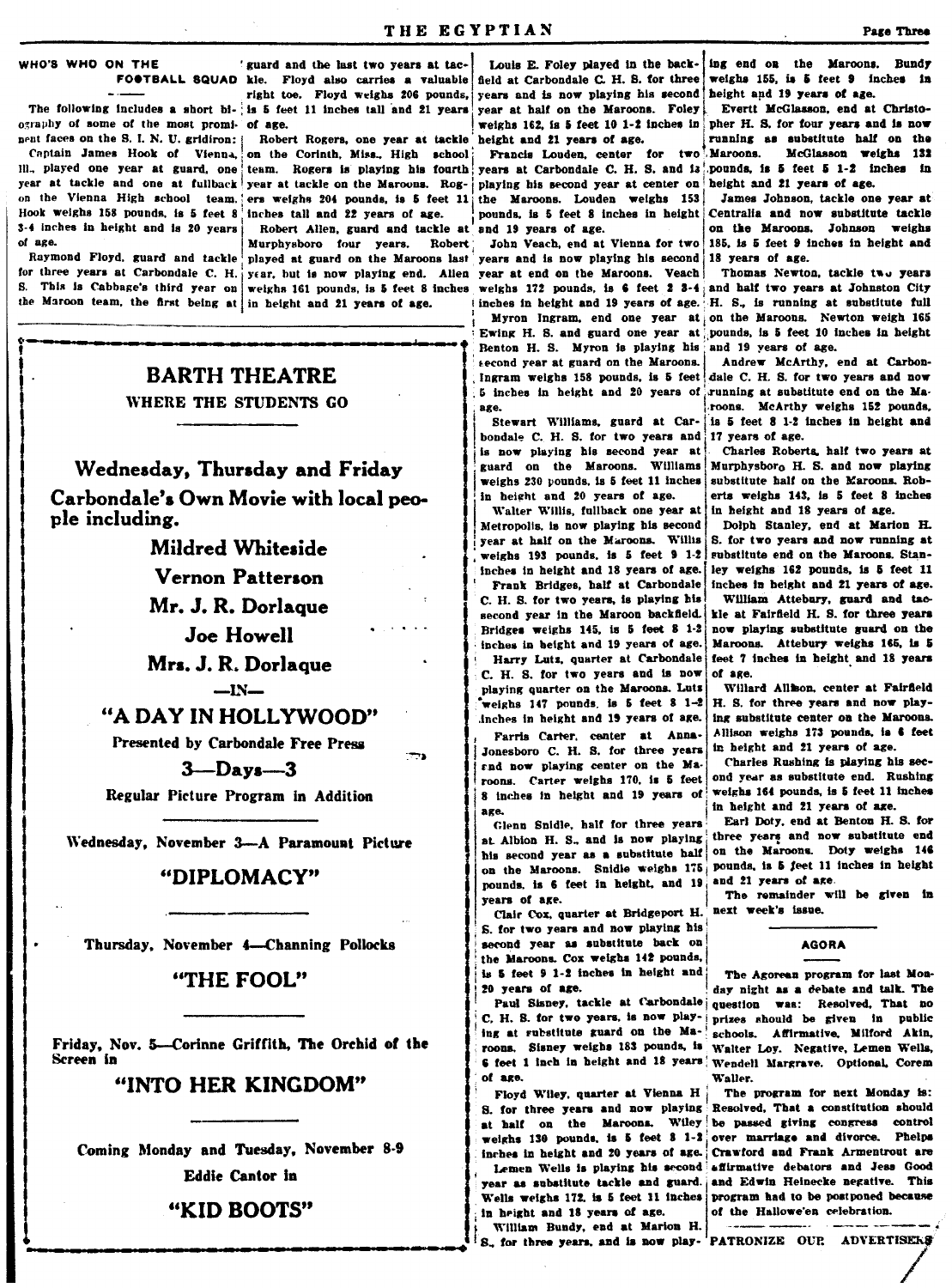## WHO'S WHO ON THE FOOTBALL SQUAD

The following includes a short biography of some of the most prominent faces on the S. I. N. U. gridiron:

Captain James Hook of Vienna, Ill., played one year at guard, one year at tackle and one at fullback on the Vienna High school team. Hook weighs 158 pounds, is 5 feet 8 3-4 inches in height and is 20 years of age.

Raymond Floyd, guard and tackle for three years at Carbondale C. H. S. This is Cabbage's third year on the Maroon team, the first being at guard and the last two years at tackle. Floyd also carries a valuable right toe. Floyd weighs 206 pounds, is 5 feet 11 inches tall and 21 years of age.

Robert Rogers, one year at tackle on the Corinth, Miss., High school team. Rogers is playing his fourth year at tackle on the Maroons. Rogers weighs 204 pounds, is 5 feet 11 inches tall and 22 years of age.

Robert Allen, guard and tackle at Murphysboro four years. Robert played at guard on the Maroons last year, but is now playing end. Allen weighs 161 pounds, is 5 feet 8 inches in height and 21 years of age.

Louis E. Foley played in the backfield at Carbondale C. H. S. for three years and is now playing his second year at half on the Maroons. Foley weighs 162, is 5 feet 10 1-2 inches in height and 21 years of age.

Francis Louden, center for two years at Carbondale C. H. S. and is playing his second year at center on the Maroons. Louden weighs 153 pounds, is 5 feet 8 inches in height and 19 years of age.

John Veach, end at Vienna for two years and is now playing his second year at end on the Maroons. Veach weighs 172 pounds, is 6 feet 2 3-4 inches in height and 19 years of age.

Myron Ingram, end one year at Ewing H. S. and guard one year at Benton H. S. Myron is playing his second year at guard on the Maroons. Ingram weighs 158 pounds, is 5 feet 5 inches in height and 20 years of age.

Stewart Williams, guard at Carbondale C. H. S. for two years and is now playing his second year at guard on the Maroons. Williams weighs 230 pounds, is 5 feet 11 inches in height and 20 years of age.

Walter Willis, fullback one year at Metropolis, is now playing his second year at half on the Maroons. Willis weighs 193 pounds, is 5 feet 9 1-2 inches in height and 18 years of age.

Frank Bridges, half at Carbondale C. H. S. for two years, is playing his second year in the Maroon backfield. Bridges weighs 145, is 5 feet 8 1-2 inches in height and 19 years of age.

Harry Lutz, quarter at Carbondale C. H. S. for two years and is now playing quarter on the Maroons. Lutz weighs 147 pounds, is 5 feet 8 1-2 inches in height and 19 years of age.

Farris Carter, center at Anna-Jonesboro C. H. S. for three years and now playing center on the Maroons. Carter weighs 170, is 5 feet 8 inches in height and 19 years of age.

Glenn Snidle, half for three years at Albion H. S., and is now playing his second year as a substitute half on the Maroons. Snidle weighs 175 pounds, is 6 feet in height, and 19 years of age.

Clair Cox, quarter at Bridgeport H. S. for two years and now playing his second year as substitute back on the Maroons. Cox weighs 142 pounds, is 5 feet 9 1-2 inches in height and 20 years of age.

Paul Sisney, tackle at Carbondale C. H. S. for two years, is now playing at substitute guard on the Maroons. Sisney weighs 183 pounds, is 6 feet 1 inch in height and 18 years of age.

Floyd Wiley, quarter at Vienna H S. for three years and now playing at half on the Maroons. Wiley weighs 130 pounds, is 5 feet 8 1-2 inches in height and 20 years of age.

Lemen Wells is playing his second year as substitute tackle and guard. Wells weighs 172, is 5 feet 11 inches in height and 18 years of age.

William Bundy, end at Marion H. S., for three years, and is now playing end on the Maroons. Bundy weighs 155, is 5 feet 9 inches in height and 19 years of age.

Evertt McGlasson, end at Christopher H. S. for four years and is now running as substitute half on the Maroons. McGlasson weighs 132 pounds, is 5 feet 5 1-2 inches in height and 21 years of age.

James Johnson, tackle one year at Centralia and now substitute tackle on the Maroons. Johnson weighs 185, is 5 feet 9 inches in height and 18 years of age.

Thomas Newton, tackle two years and half two years at Johnston City H. S., is running at substitute full on the Maroons. Newton weigh 165 pounds, is 5 feet 10 inches in height and 19 years of age.

Andrew McArthy, end at Carbondale C. H. S. for two years and now running at substitute end on the Maroons. McArthy weighs 152 pounds, is 5 feet 8 1-2 inches in height and 17 years of age.

Charles Roberts, half two years at Murphysboro H. S. and now playing substitute half on the Maroons. Roberts weighs 143, is 5 feet 8 inches in height and 18 years of age.

Dolph Stanley, end at Marion H. S. for two years and now running at substitute end on the Maroons. Stanley weighs 162 pounds, is 5 feet 11 inches in height and 21 years of age.

William Attebury, guard and tackle at Fairfield H. S. for three years now playing substitute guard on the Maroons. Attebury weighs 165, is 5 feet 7 inches in height and 18 years of age.

Willard Allison, center at Fairfield H. S. for three years and now playing substitute center on the Maroons. Allison weighs 173 pounds, is 6 feet in height and 21 years of age.

Charles Rushing is playing his second year as substitute end. Rushing weighs 164 pounds, is 5 feet 11 inches in height and 21 years of age.

Earl Doty, end at Benton H. S. for three years and now substitute end on the Maroons. Doty weighs 146 pounds, is 5 feet 11 inches in height and 21 years of age.

The remainder will be given in next week's issue.

---

# BARTH THEATRE

**WHERE THE STUDENTS GO**

## Wednesday, Thursday and Friday

## Carbondale's Own Movie with local people including.

**Mildred Whiteside**

**Vernon Patterson**

**Mr. J. R. Dorlaque**

**Joe Howell**

**Mrs. J. R. Dorlaque**

**—IN—**

## "A DAY IN HOLLYWOOD"

**Presented by Carbondale Free Press**

**3—Days—3**

**Regular Picture Program in Addition**

**Wednesday, November 3—A Paramount Picture**

## "DIPLOMACY"

**Thursday, November 4—Channing Pollocks**

## "THE FOOL"

**Friday, Nov. 5—Corinne Griffith, The Orchid of the Screen in**

## "INTO HER KINGDOM"

**Coming Monday and Tuesday, November 8-9**

**Eddie Cantor in**

## "KID BOOTS"

---

## AGORA

The Agorean program for last Monday night as a debate and talk. The question was: Resolved, That no prizes should be given in public schools. Affirmative, Milford Akin, Walter Loy. Negative, Lemen Wells, Wendell Margrave. Optional, Corem Waller.

The program for next Monday is: Resolved, That a constitution should be passed giving congress control over marriage and divorce. Phelps Crawford and Frank Armentrout are affirmative debators and Jess Good and Edwin Heinecke negative. This program had to be postponed because of the Hallowe'en celebration.

---

PATRONIZE OUR ADVERTISERS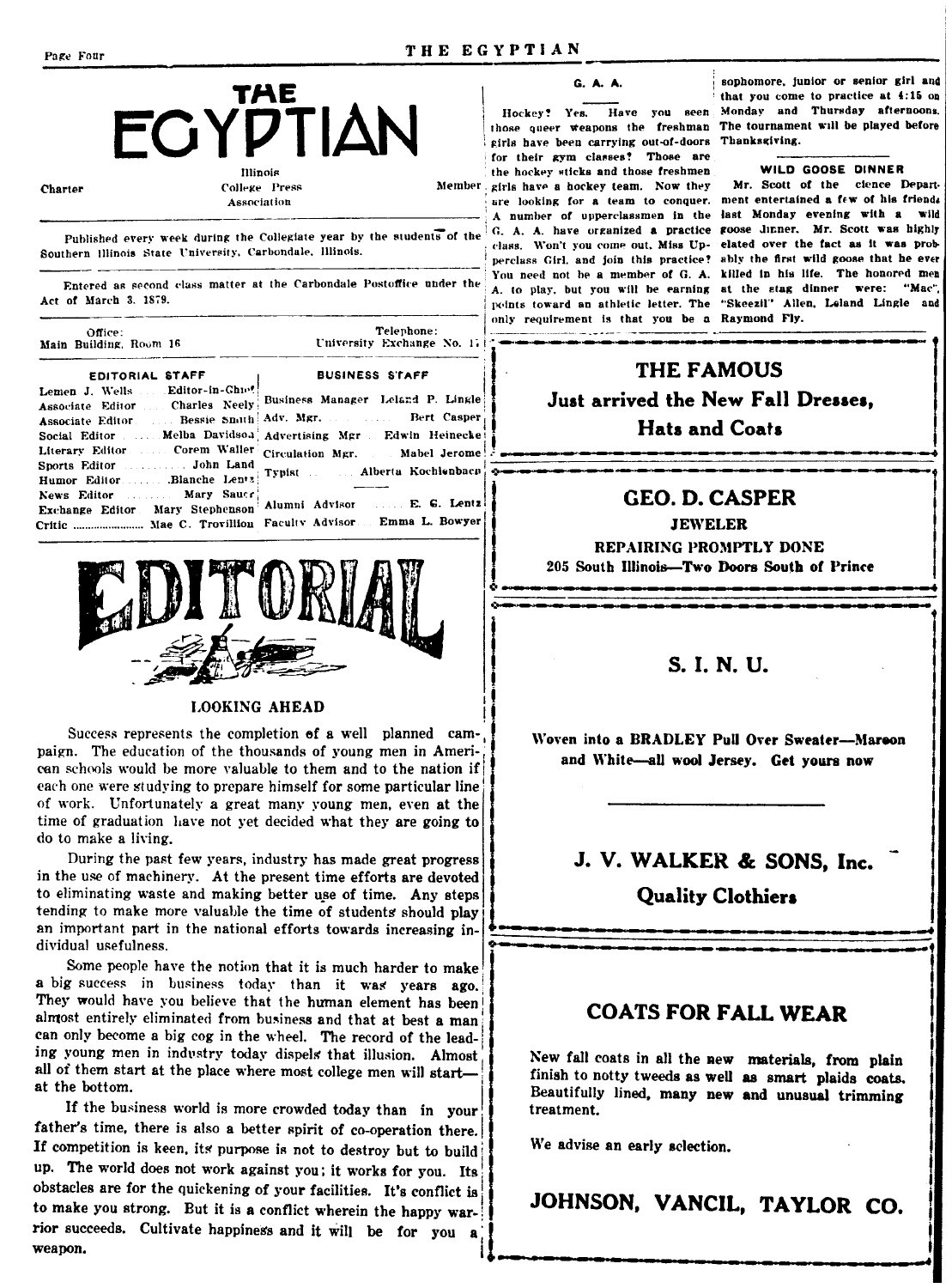# THE EGYPTIAN

Charter — Illinois College Press Association — Member

Published every week during the Collegiate year by the students of the Southern Illinois State University, Carbondale, Illinois.

Entered as second class matter at the Carbondale Postoffice under the Act of March 3. 1879.

Office: Main Building, Room 16 — Telephone: University Exchange No. 17

| EDITORIAL STAFF | | BUSINESS STAFF | |
|---|---|---|---|
| Lemen J. Wells | Editor-in-Chief | Business Manager | Leland P. Lingle |
| Associate Editor | Charles Neely | Adv. Mgr. | Bert Casper |
| Associate Editor | Bessie Smith | Advertising Mgr | Edwin Heinecke |
| Social Editor | Melba Davidson | Circulation Mgr. | Mabel Jerome |
| Literary Editor | Corem Waller | Typist | Alberta Kochlenbach |
| Sports Editor | John Land | | |
| Humor Editor | Blanche Lentz | | |
| News Editor | Mary Sauer | Alumni Advisor | E. G. Lentz |
| Exchange Editor | Mary Stephenson | | |
| Critic | Mae C. Trovillion | Faculty Advisor | Emma L. Bowyer |

## EDITORIAL

### LOOKING AHEAD

Success represents the completion of a well planned campaign. The education of the thousands of young men in American schools would be more valuable to them and to the nation if each one were studying to prepare himself for some particular line of work. Unfortunately a great many young men, even at the time of graduation have not yet decided what they are going to do to make a living.

During the past few years, industry has made great progress in the use of machinery. At the present time efforts are devoted to eliminating waste and making better use of time. Any steps tending to make more valuable the time of students should play an important part in the national efforts towards increasing individual usefulness.

Some people have the notion that it is much harder to make a big success in business today than it was years ago. They would have you believe that the human element has been almost entirely eliminated from business and that at best a man can only become a big cog in the wheel. The record of the leading young men in industry today dispels that illusion. Almost all of them start at the place where most college men will start—at the bottom.

If the business world is more crowded today than in your father's time, there is also a better spirit of co-operation there. If competition is keen, its purpose is not to destroy but to build up. The world does not work against you; it works for you. Its obstacles are for the quickening of your facilities. It's conflict is to make you strong. But it is a conflict wherein the happy warrior succeeds. Cultivate happiness and it will be for you a weapon.

### G. A. A.

Hockey? Yes. Have you seen those queer weapons the freshman girls have been carrying out-of-doors for their gym classes? Those are the hockey sticks and those freshmen girls have a hockey team. Now they are looking for a team to conquer. A number of upperclassmen in the G. A. A. have organized a practice class. Won't you come out, Miss Upperclass Girl, and join this practice? You need not be a member of G. A. A. to play, but you will be earning points toward an athletic letter. The only requirement is that you be a sophomore, junior or senior girl and that you come to practice at 4:15 on Monday and Thursday afternoons. The tournament will be played before Thanksgiving.

### WILD GOOSE DINNER

Mr. Scott of the cience Department entertained a few of his friends last Monday evening with a wild goose dinner. Mr. Scott was highly elated over the fact as it was probably the first wild goose that he ever killed in his life. The honored men at the stag dinner were: "Mac", "Skeezil" Allen, Leland Lingle and Raymond Fly.

---

**THE FAMOUS**

**Just arrived the New Fall Dresses, Hats and Coats**

---

**GEO. D. CASPER**

**JEWELER**

**REPAIRING PROMPTLY DONE**

**205 South Illinois—Two Doors South of Prince**

---

**S. I. N. U.**

**Woven into a BRADLEY Pull Over Sweater—Maroon and White—all wool Jersey. Get yours now**

**J. V. WALKER & SONS, Inc.**

**Quality Clothiers**

---

**COATS FOR FALL WEAR**

New fall coats in all the new materials, from plain finish to notty tweeds as well as smart plaids coats. Beautifully lined, many new and unusual trimming treatment.

We advise an early selection.

**JOHNSON, VANCIL, TAYLOR CO.**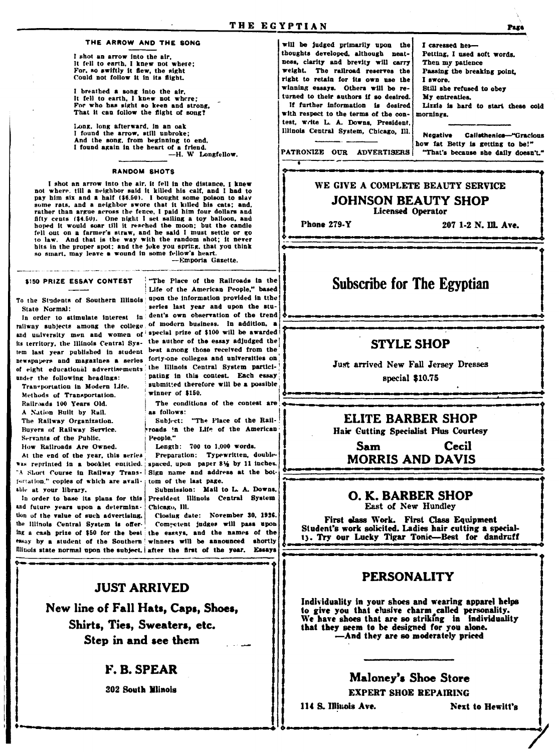## THE ARROW AND THE SONG

I shot an arrow into the air,
It fell to earth, I knew not where;
For, so swiftly it flew, the sight
Could not follow it in its flight.

I breathed a song into the air,
It fell to earth, I knew not where;
For who has sight so keen and strong,
That it can follow the flight of song?

Long, long afterward, in an oak
I found the arrow, still unbroke;
And the song, from beginning to end,
I found again in the heart of a friend.

—H. W. Longfellow.

## RANDOM SHOTS

I shot an arrow into the air, it fell in the distance, I knew not where, till a neighbor said it killed his calf, and I had to pay him six and a half ($6.50). I bought some poison to slay some rats, and a neighbor swore that it killed his cats; and, rather than argue across the fence, I paid him four dollars and fifty cents ($4.50). One night I set sailing a toy balloon, and hoped it would soar till it reached the moon; but the candle fell out on a farmer's straw, and he said I must settle or go to law. And that is the way with the random shot; it never hits in the proper spot; and the joke you spring, that you think so smart, may leave a wound in some fellow's heart.

—Emporia Gazette.

## $150 PRIZE ESSAY CONTEST

To the Students of Southern Illinois State Normal:

In order to stimulate interest in railway subjects among the college and university men and women of its territory, the Illinois Central System last year published in student newspapers and magazines a series of eight educational advertisements under the following headings:

Transportation in Modern Life.
Methods of Transportation.
Railroads 100 Years Old.
A Nation Built by Rail.
The Railway Organization.
Buyers of Railway Service.
Servants of the Public.
How Railroads Are Owned.

At the end of the year, this series was reprinted in a booklet entitled, "A Short Course in Railway Transportation," copies of which are available at your library.

In order to base its plans for this and future years upon a determination of the value of such advertising, the Illinois Central System is offering a cash prize of $50 for the best essay by a student of the Southern Illinois state normal upon the subject, "The Place of the Railroads in the Life of the American People," based upon the information provided in tthe series last year and upon the student's own observation of the trend of modern business. In addition, a special prize of $100 will be awarded the author of the essay adjudged the best among those received from the forty-one colleges and universities on the Illinois Central System participating in this contest. Each essay submitted therefore will be a possible winner of $150.

The conditions of the contest are as follows:

Subject: "The Place of the Railroads in the Life of the American People."

Length: 700 to 1,000 words.

Preparation: Typewritten, double-spaced, upon paper 8½ by 11 inches. Sign name and address at the bottom of the last page.

Submission: Mail to L. A. Downs, President Illinois Central System Chicago, Ill.

Closing date: November 30, 1926.

Competent judges will pass upon the essays, and the names of the winners will be announced shortly after the first of the year. Essays will be judged primarily upon the thoughts developed, although neatness, clarity and brevity will carry weight. The railroad reserves the right to retain for its own use the winning essays. Others will be returned to their authors if so desired.

If further information is desired with respect to the terms of the contest, write L. A. Downs, President, Illinois Central System, Chicago, Ill.

---

PATRONIZE OUR ADVERTISERS

---

I caressed her—
Petting, I used soft words.
Then my patience
Passing the breaking point,
I swore.
Still she refused to obey
My entreaties.
Lizzie is hard to start these cold mornings.

---

Negative Calisthenics—"Gracious how fat Betty is getting to be!"
"That's because she daily doesn't."

---

**JUST ARRIVED**

**New line of Fall Hats, Caps, Shoes, Shirts, Ties, Sweaters, etc.**
**Step in and see them**

**F. B. SPEAR**
302 South Illinois

---

**WE GIVE A COMPLETE BEAUTY SERVICE**

**JOHNSON BEAUTY SHOP**
Licensed Operator

Phone 279-Y — 207 1-2 N. Ill. Ave.

---

**Subscribe for The Egyptian**

---

**STYLE SHOP**

Just arrived New Fall Jersey Dresses
special $10.75

---

**ELITE BARBER SHOP**
Hair Cutting Specialist Plus Courtesy

**Sam — Cecil**
**MORRIS AND DAVIS**

---

**O. K. BARBER SHOP**
East of New Hundley

First class Work. First Class Equipment
Student's work solicited. Ladies hair cutting a specialty. Try our Lucky Tigar Tonic—Best for dandruff

---

**PERSONALITY**

Individuality in your shoes and wearing apparel helps to give you that elusive charm called personality. We have shoes that are so striking in individuality that they seem to be designed for you alone.
—And they are so moderately priced

**Maloney's Shoe Store**
**EXPERT SHOE REPAIRING**

114 S. Illinois Ave. — Next to Hewitt's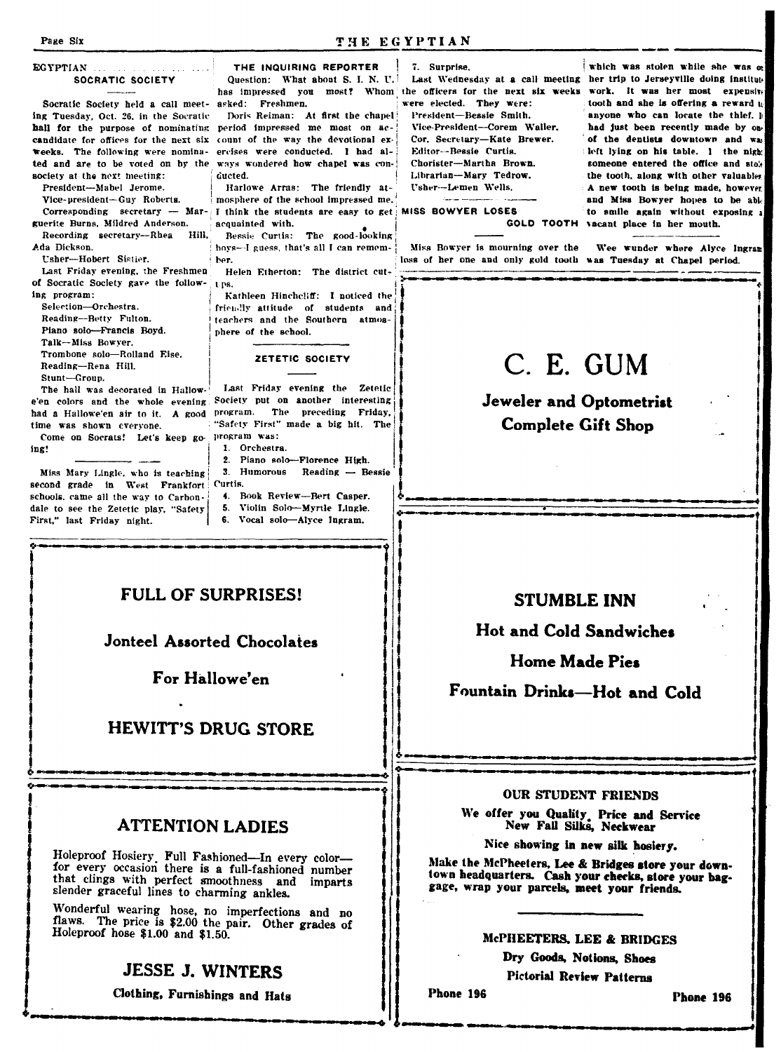## SOCRATIC SOCIETY

Socratic Society held a call meeting Tuesday, Oct. 26, in the Socratic hall for the purpose of nominating candidate for offices for the next six weeks. The following were nominated and are to be voted on by the society at the next meeting:

President—Mabel Jerome.
Vice-president—Guy Roberts.
Corresponding secretary — Marguerite Burns, Mildred Anderson.
Recording secretary—Rhea Hill, Ada Dickson.
Usher—Hobert Sistler.

Last Friday evening, the Freshmen of Socratic Society gave the following program:

Selection—Orchestra.
Reading—Betty Fulton.
Piano solo—Francis Boyd.
Talk—Miss Bowyer.
Trombone solo—Rolland Else.
Reading—Rena Hill.
Stunt—Group.

The hall was decorated in Hallowe'en colors and the whole evening had a Hallowe'en air to it. A good time was shown everyone.

Come on Socrats! Let's keep going!

---

Miss Mary Lingle, who is teaching second grade in West Frankfort schools, came all the way to Carbondale to see the Zetetic play, "Safety First," last Friday night.

## THE INQUIRING REPORTER

Question: What about S. I. N. U. has impressed you most? Whom asked: Freshmen.

Doris Reiman: At first the chapel period impressed me most on account of the way the devotional exercises were conducted. I had always wondered how chapel was conducted.

Harlowe Arras: The friendly atmosphere of the school impressed me. I think the students are easy to get acquainted with.

Bessie Curtis: The good-looking boys—I guess, that's all I can remember.

Helen Etherton: The district cut-ups.

Kathleen Hinchcliff: I noticed the friendly attitude of students and teachers and the Southern atmosphere of the school.

## ZETETIC SOCIETY

Last Friday evening the Zetetic Society put on another interesting program. The preceding Friday, "Safety First" made a big hit. The program was:

1. Orchestra.
2. Piano solo—Florence High.
3. Humorous Reading — Bessie Curtis.
4. Book Review—Bert Casper.
5. Violin Solo—Myrtle Lingle.
6. Vocal solo—Alyce Ingram.
7. Surprise.

Last Wednesday at a call meeting the officers for the next six weeks were elected. They were:

President—Bessie Smith.
Vice-President—Corem Waller.
Cor. Secretary—Kate Brewer.
Editor—Bessie Curtis.
Chorister—Martha Brown.
Librarian—Mary Tedrow.
Usher—Lemen Wells.

## MISS BOWYER LOSES GOLD TOOTH

Miss Bowyer is mourning over the loss of her one and only gold tooth which was stolen while she was on her trip to Jerseyville doing institute work. It was her most expensive tooth and she is offering a reward to anyone who can locate the thief. It had just been recently made by one of the dentists downtown and was left lying on his table. In the night someone entered the office and stole the tooth, along with other valuables. A new tooth is being made, however, and Miss Bowyer hopes to be able to smile again without exposing a vacant place in her mouth.

---

Wee wunder where Alyce Ingram was Tuesday at Chapel period.

---

**C. E. GUM**

**Jeweler and Optometrist**
**Complete Gift Shop**

---

**FULL OF SURPRISES!**

**Jonteel Assorted Chocolates**

**For Hallowe'en**

**HEWITT'S DRUG STORE**

---

**STUMBLE INN**

**Hot and Cold Sandwiches**

**Home Made Pies**

**Fountain Drinks—Hot and Cold**

---

**ATTENTION LADIES**

Holeproof Hosiery. Full Fashioned—In every color—for every occasion there is a full-fashioned number that clings with perfect smoothness and imparts slender graceful lines to charming ankles.

Wonderful wearing hose, no imperfections and no flaws. The price is $2.00 the pair. Other grades of Holeproof hose $1.00 and $1.50.

**JESSE J. WINTERS**

**Clothing, Furnishings and Hats**

---

**OUR STUDENT FRIENDS**

**We offer you Quality, Price and Service**
**New Fall Silks, Neckwear**

**Nice showing in new silk hosiery.**

**Make the McPheeters, Lee & Bridges store your downtown headquarters. Cash your checks, store your baggage, wrap your parcels, meet your friends.**

**McPHEETERS, LEE & BRIDGES**

**Dry Goods, Notions, Shoes**

**Pictorial Review Patterns**

**Phone 196** **Phone 196**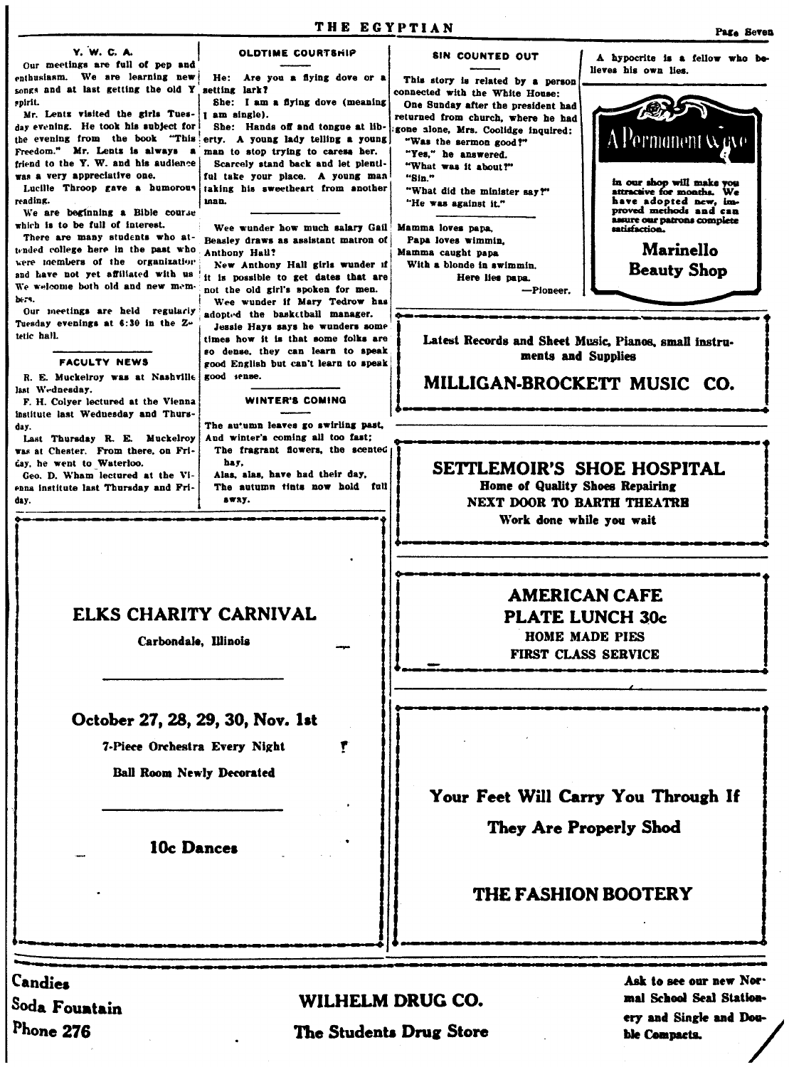### Y. W. C. A.

Our meetings are full of pep and enthusiasm. We are learning new songs and at last getting the old Y spirit.

Mr. Lentz visited the girls Tuesday evening. He took his subject for the evening from the book "This Freedom." Mr. Lentz is always a friend to the Y. W. and his audience was a very appreciative one.

Lucille Throop gave a humorous reading.

We are beginning a Bible course which is to be full of interest.

There are many students who attended college here in the past who were members of the organization and have not yet affiliated with us. We welcome both old and new members.

Our meetings are held regularly Tuesday evenings at 6:30 in the Zetetic hall.

### FACULTY NEWS

R. E. Muckelroy was at Nashville last Wednesday.

F. H. Colyer lectured at the Vienna Institute last Wednesday and Thursday.

Last Thursday R. E. Muckelroy was at Chester. From there, on Friday, he went to Waterloo.

Geo. D. Wham lectured at the Vienna Institute last Thursday and Friday.

### OLDTIME COURTSHIP

He: Are you a flying dove or a setting lark?

She: I am a flying dove (meaning I am single).

She: Hands off and tongue at liberty. A young lady telling a young man to stop trying to caress her.

Scarcely stand back and let plentiful take your place. A young man taking his sweetheart from another man.

---

Wee wunder how much salary Gail Beasley draws as assistant matron of Anthony Hall?

New Anthony Hall girls wunder if it is possible to get dates that are not the old girl's spoken for men.

Wee wunder if Mary Tedrow has adopted the basketball manager.

Jessie Hays says he wunders some times how it is that some folks are so dense, they can learn to speak good English but can't learn to speak good sense.

### WINTER'S COMING

The autumn leaves go swirling past,
And winter's coming all too fast;
The fragrant flowers, the scented hay,
Alas, alas, have had their day,
The autumn tints now hold full sway.

### SIN COUNTED OUT

This story is related by a person connected with the White House:

One Sunday after the president had returned from church, where he had gone alone, Mrs. Coolidge inquired:

"Was the sermon good?"

"Yes," he answered.

"What was it about?"

"Sin."

"What did the minister say?"

"He was against it."

---

Mamma loves papa,
Papa loves wimmin,
Mamma caught papa
With a blonde in swimmin.
Here lies papa.

—Pioneer.

---

A hypocrite is a fellow who believes his own lies.

---

**A Permanent Wave**

in our shop will make you attractive for months. We have adopted new, improved methods and can assure our patrons complete satisfaction.

**Marinello Beauty Shop**

---

**Latest Records and Sheet Music, Pianos, small instruments and Supplies**

**MILLIGAN-BROCKETT MUSIC CO.**

---

**SETTLEMOIR'S SHOE HOSPITAL**

**Home of Quality Shoes Repairing**

**NEXT DOOR TO BARTH THEATRE**

**Work done while you wait**

---

**AMERICAN CAFE**

**PLATE LUNCH 30c**

**HOME MADE PIES**

**FIRST CLASS SERVICE**

---

**ELKS CHARITY CARNIVAL**

**Carbondale, Illinois**

**October 27, 28, 29, 30, Nov. 1st**

**7-Piece Orchestra Every Night**

**Ball Room Newly Decorated**

**10c Dances**

---

**Your Feet Will Carry You Through If They Are Properly Shod**

**THE FASHION BOOTERY**

---

**Candies**
**Soda Fountain**
**Phone 276**

**WILHELM DRUG CO.**

**The Students Drug Store**

**Ask to see our new Normal School Seal Stationery and Single and Double Compacts.**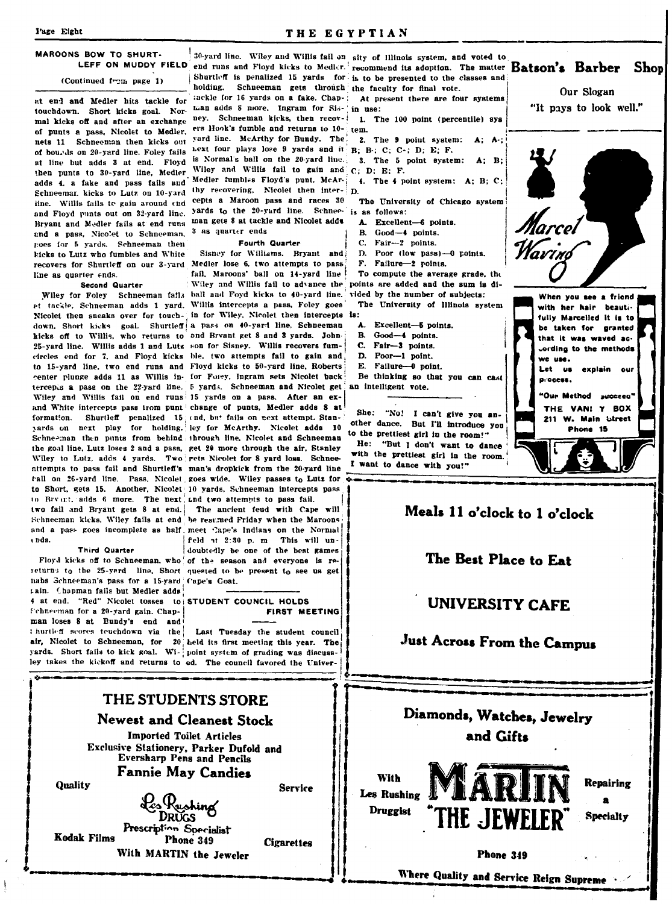## MAROONS BOW TO SHURTLEFF ON MUDDY FIELD

(Continued from page 1)

at end and Medler hits tackle for touchdown. Short kicks goal. Normal kicks off and after an exchange of punts a pass, Nicolet to Medler, nets 11. Schneeman then kicks out of bounds on 20-yard line. Foley fails at line but adds 3 at end. Floyd then punts to 30-yard line, Medler adds 4, a fake and pass fails and Schneeman kicks to Lutz on 10-yard line. Willis fails to gain around end and Floyd punts out on 32-yard line. Bryant and Medler fails at end runs and a pass, Nicolet to Schneeman, goes for 5 yards. Schneeman then kicks to Lutz who fumbles and White recovers for Shurtleff on our 3-yard line as quarter ends.

### Second Quarter

Wiley for Foley. Schneeman fails at tackle, Schneeman adds 1 yard. Nicolet then sneaks over for touchdown. Short kicks goal. Shurtleff kicks off to Willis, who returns to 25-yard line. Willis adds 1 and Lutz circles end for 7, and Floyd kicks to 15-yard line, two end runs and center plunge adds 11 as Willis intercepts a pass on the 22-yard line. Wiley and Willis fail on end runs and White intercepts pass from punt formation. Shurtleff penalized 15 yards on next play for holding. Schneeman then punts from behind the goal line, Lutz loses 2 and a pass, Wiley to Lutz, adds 4 yards. Two attempts to pass fail and Shurtleff's ball on 26-yard line. Pass, Nicolet to Short, gets 15. Another, Nicolet to Bryant, adds 6 more. The next two fail and Bryant gets 8 at end. Schneeman kicks, Wiley fails at end and a pass goes incomplete as half ends.

### Third Quarter

Floyd kicks off to Schneeman, who returns to the 25-yard line. Short nabs Schneeman's pass for a 15-yard gain. Chapman fails but Medler adds 4 at end. "Red" Nicolet tosses to Schneeman for a 20-yard gain. Chapman loses 8 at Bundy's end and Shurtleff scores touchdown via the air, Nicolet to Schneeman, for 20 yards. Short fails to kick goal. Wiley takes the kickoff and returns to 30-yard line. Wiley and Willis fail on end runs and Floyd kicks to Medler. Shurtleff is penalized 15 yards for holding. Schneeman gets through tackle for 16 yards on a fake. Chapman adds 8 more. Ingram for Sisney. Schneeman kicks, then recovers Hook's fumble and returns to 10-yard line. McArthy for Bundy. The next four plays lose 9 yards and it is Normal's ball on the 20-yard line. Wiley and Willis fail to gain and Medler fumbles Floyd's punt, McArthy recovering. Nicolet then intercepts a Maroon pass and races 30 yards to the 20-yard line. Schneeman gets 8 at tackle and Nicolet adds 3 as quarter ends.

### Fourth Quarter

Sisney for Williams. Bryant and Medler lose 6, two attempts to pass fail. Maroons' ball on 14-yard line. Wiley and Willis fail to advance the ball and Foyd kicks to 40-yard line. Willis intercepts a pass, Foley goes in for Wiley, Nicolet then intercepts a pass on 40-yard line, Schneeman and Bryant get 8 and 3 yards. Johnson for Sisney. Willis recovers fumble, two attempts fail to gain and Floyd kicks to 50-yard line. Roberts for Foley. Ingram sets Nicolet back 5 yards. Schneeman and Nicolet get 15 yards on a pass. After an exchange of punts, Medler adds 8 at end, but fails on next attempt. Stanley for McArthy. Nicolet adds 10 through line, Nicolet and Schneeman get 20 more through the air, Stanley gets Nicolet for 8 yard loss. Schneeman's dropkick from the 20-yard line goes wide. Wiley passes to Lutz for 10 yards, Schneeman intercepts pass and two attempts to pass fail.

The ancient feud with Cape will be resumed Friday when the Maroons meet Cape's Indians on the Normal field at 2:30 p. m. This will undoubtedly be one of the best games of the season and everyone is requested to be present to see us get Cape's Goat.

## STUDENT COUNCIL HOLDS FIRST MEETING

Last Tuesday the student council held its first meeting this year. The point system of grading was discussed. The council favored the University of Illinois system, and voted to recommend its adoption. The matter is to be presented to the classes and the faculty for final vote.

At present there are four systems in use:

1. The 100 point (percentile) system.
2. The 9 point system: A; A-; B; B-; C; C-; D; E; F.
3. The 5 point system: A; B; C; D; E; F.
4. The 4 point system: A; B; C; D.

The University of Chicago system is as follows:

A. Excellent—6 points.
B. Good—4 points.
C. Fair—2 points.
D. Poor (low pass)—0 points.
F. Failure—2 points.

To compute the average grade, the points are added and the sum is divided by the number of subjects:

The University of Illinois system is:

A. Excellent—5 points.
B. Good—4 points.
C. Fair—3 points.
D. Poor—1 point.
E. Failure—0 point.

Be thinking so that you can cast an intelligent vote.

---

She: "No! I can't give you another dance. But I'll introduce you to the prettiest girl in the room!"

He: "But I don't want to dance with the prettiest girl in the room. I want to dance with you!"

---

## Batson's Barber Shop

Our Slogan

"It pays to look well."

---

*Marcel Waving*

When you see a friend with her hair beautifully Marcelled it is to be taken for granted that it was waved according to the methods we use.

Let us explain our process.

"Our Method Succeeds"

THE VANITY BOX
211 W. Main Street
Phone 15

---

## Meals 11 o'clock to 1 o'clock

## The Best Place to Eat

## UNIVERSITY CAFE

## Just Across From the Campus

---

## THE STUDENTS STORE

### Newest and Cleanest Stock

Imported Toilet Articles

Exclusive Stationery, Parker Dufold and Eversharp Pens and Pencils

### Fannie May Candies

Quality — Service

Les Rushing DRUGS

Prescription Specialist

Kodak Films — Phone 349 — Cigarettes

With MARTIN the Jeweler

---

## Diamonds, Watches, Jewelry and Gifts

With Les Rushing Druggist

# MARTIN "THE JEWELER"

Repairing a Specialty

Phone 349

Where Quality and Service Reign Supreme